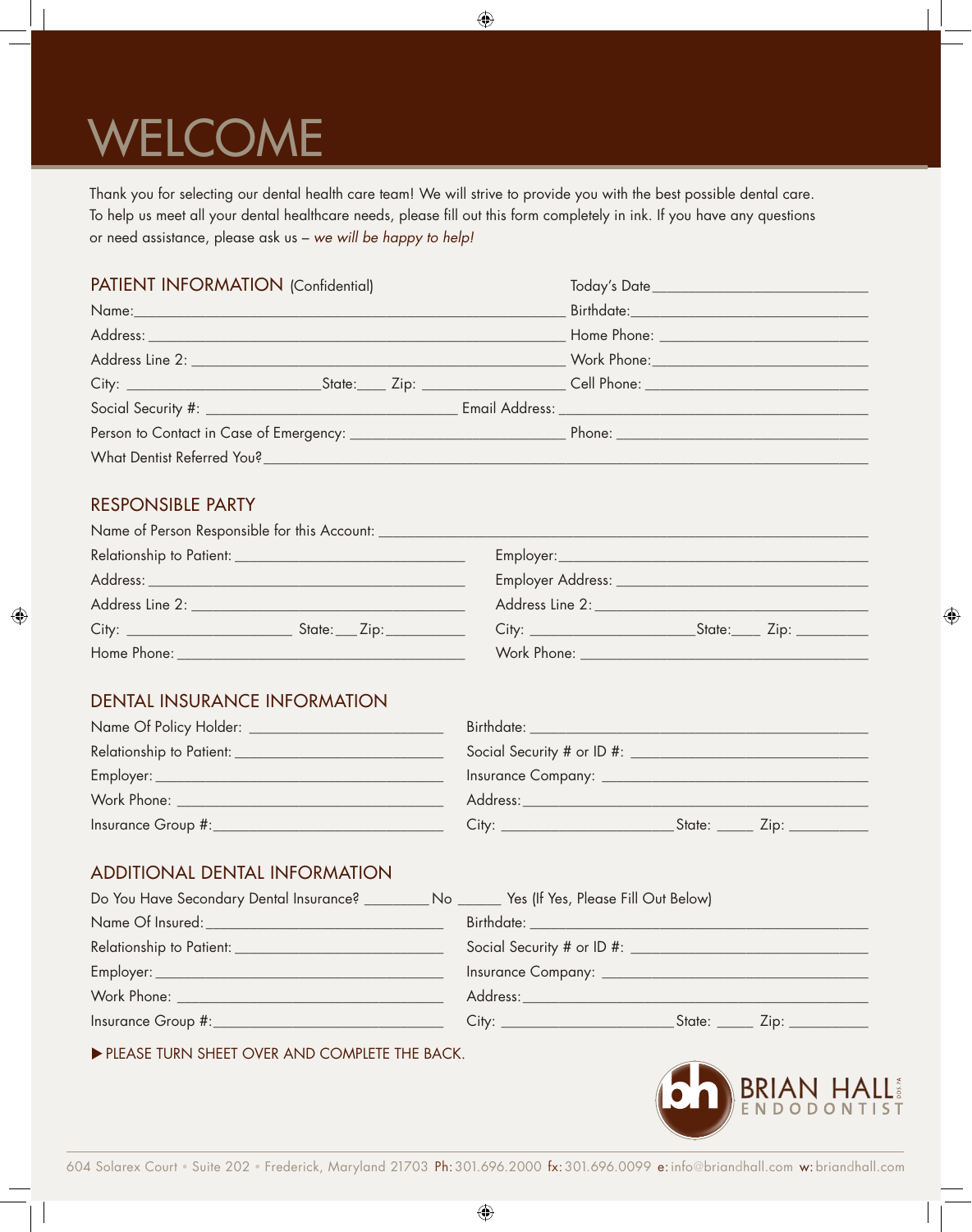# WELCOME

Thank you for selecting our dental health care team! We will strive to provide you with the best possible dental care. To help us meet all your dental healthcare needs, please fill out this form completely in ink. If you have any questions or need assistance, please ask us – *we will be happy to help!*

## PATIENT INFORMATION (Confidential)

Today's Date______________________________

Name:_____________________________________________________________ Birthdate:_________________________________

Address: __________________________________________________________ Home Phone: ______________________________

Address Line 2: ____________________________________________________ Work Phone:_______________________________

City: ___________________________State:____ Zip: ___________________ Cell Phone: ________________________________

Social Security #: ___________________________________ Email Address: __________________________________________

Person to Contact in Case of Emergency: ______________________________ Phone: ___________________________________

What Dentist Referred You?_________________________________________________________________________________________

## RESPONSIBLE PARTY

Name of Person Responsible for this Account: _____________________________________________________________________

Relationship to Patient: ________________________________ Employer:_____________________________________________

Address: _______________________________________________ Employer Address: _____________________________________

Address Line 2: _________________________________________ Address Line 2: _______________________________________

City: _______________________ State:___ Zip:___________ City: _______________________State:____ Zip: __________

Home Phone: _____________________________________________ Work Phone: __________________________________________

## DENTAL INSURANCE INFORMATION

Name Of Policy Holder: ___________________________ Birthdate: _______________________________________________

Relationship to Patient: _________________________ Social Security # or ID #: __________________________________

Employer: _______________________________________ Insurance Company: _____________________________________

Work Phone: _____________________________________ Address:_________________________________________________

Insurance Group #:_______________________________ City: _________________________State: _____ Zip: ___________

## ADDITIONAL DENTAL INFORMATION

Do You Have Secondary Dental Insurance? _________No ______ Yes (If Yes, Please Fill Out Below)

Name Of Insured:_________________________________ Birthdate: _______________________________________________

Relationship to Patient: _________________________ Social Security # or ID #: __________________________________

Employer: _______________________________________ Insurance Company: _____________________________________

Work Phone: _____________________________________ Address:_________________________________________________

Insurance Group #:_______________________________ City: _________________________State: _____ Zip: ___________

▶ PLEASE TURN SHEET OVER AND COMPLETE THE BACK.

BRIAN HALL DDS, PA
ENDODONTIST

604 Solarex Court • Suite 202 • Frederick, Maryland 21703 Ph: 301.696.2000 fx: 301.696.0099 e: info@briandhall.com w: briandhall.com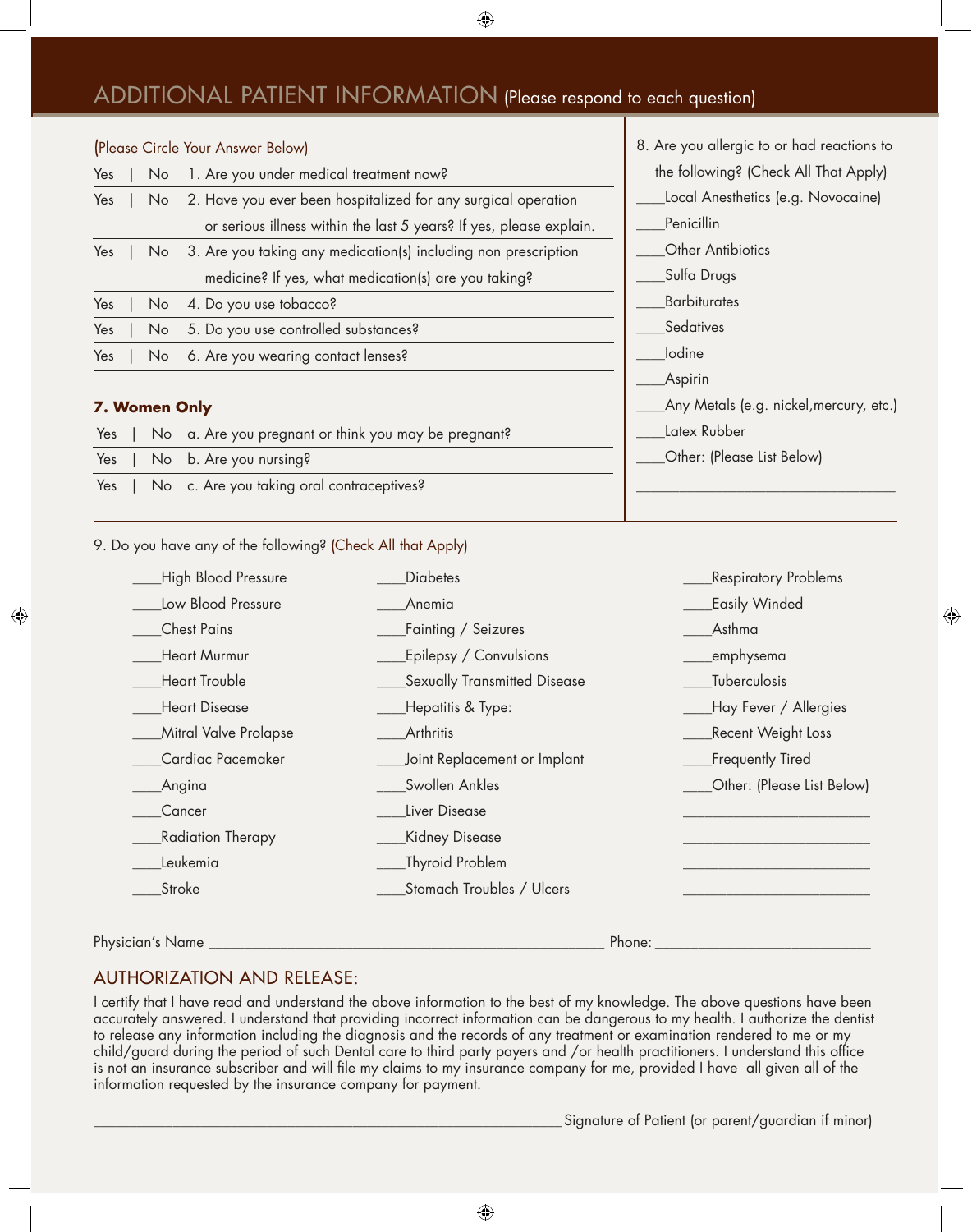# ADDITIONAL PATIENT INFORMATION (Please respond to each question)

(Please Circle Your Answer Below)

| | | |
|---|---|---|
| Yes | No | 1. Are you under medical treatment now? |
| Yes | No | 2. Have you ever been hospitalized for any surgical operation or serious illness within the last 5 years? If yes, please explain. |
| Yes | No | 3. Are you taking any medication(s) including non prescription medicine? If yes, what medication(s) are you taking? |
| Yes | No | 4. Do you use tobacco? |
| Yes | No | 5. Do you use controlled substances? |
| Yes | No | 6. Are you wearing contact lenses? |

**7. Women Only**

| | | |
|---|---|---|
| Yes | No | a. Are you pregnant or think you may be pregnant? |
| Yes | No | b. Are you nursing? |
| Yes | No | c. Are you taking oral contraceptives? |

8. Are you allergic to or had reactions to the following? (Check All That Apply)

____Local Anesthetics (e.g. Novocaine)
____Penicillin
____Other Antibiotics
____Sulfa Drugs
____Barbiturates
____Sedatives
____Iodine
____Aspirin
____Any Metals (e.g. nickel,mercury, etc.)
____Latex Rubber
____Other: (Please List Below)
________________________________

9. Do you have any of the following? (Check All that Apply)

____High Blood Pressure
____Low Blood Pressure
____Chest Pains
____Heart Murmur
____Heart Trouble
____Heart Disease
____Mitral Valve Prolapse
____Cardiac Pacemaker
____Angina
____Cancer
____Radiation Therapy
____Leukemia
____Stroke

____Diabetes
____Anemia
____Fainting / Seizures
____Epilepsy / Convulsions
____Sexually Transmitted Disease
____Hepatitis & Type:
____Arthritis
____Joint Replacement or Implant
____Swollen Ankles
____Liver Disease
____Kidney Disease
____Thyroid Problem
____Stomach Troubles / Ulcers

____Respiratory Problems
____Easily Winded
____Asthma
____emphysema
____Tuberculosis
____Hay Fever / Allergies
____Recent Weight Loss
____Frequently Tired
____Other: (Please List Below)
________________________
________________________
________________________
________________________

Physician's Name ______________________________________________ Phone: __________________________

## AUTHORIZATION AND RELEASE:

I certify that I have read and understand the above information to the best of my knowledge. The above questions have been accurately answered. I understand that providing incorrect information can be dangerous to my health. I authorize the dentist to release any information including the diagnosis and the records of any treatment or examination rendered to me or my child/guard during the period of such Dental care to third party payers and /or health practitioners. I understand this office is not an insurance subscriber and will file my claims to my insurance company for me, provided I have all given all of the information requested by the insurance company for payment.

____________________________________________________________ Signature of Patient (or parent/guardian if minor)